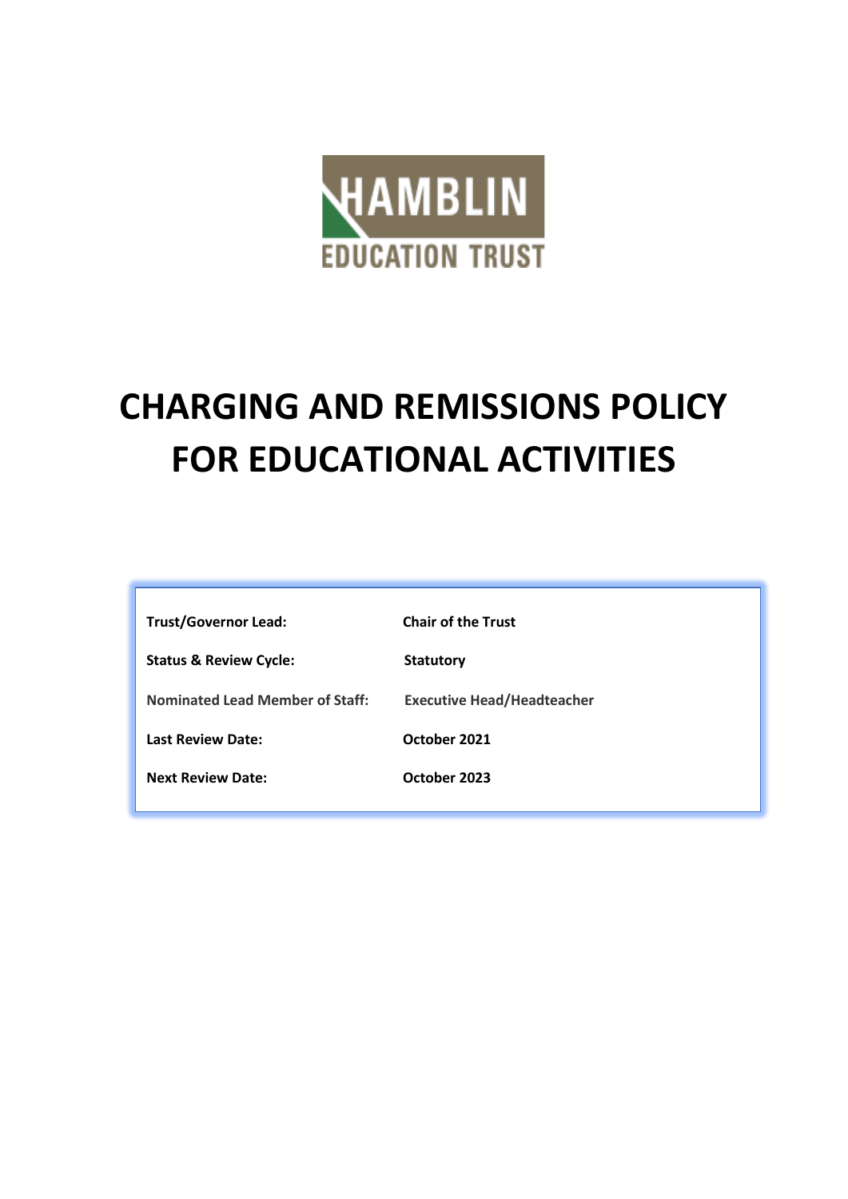HAMBLIN

EDUCATION TRUST

# CHARGING AND REMISSIONS POLICY FOR EDUCATIONAL ACTIVITIES

| | |
|---|---|
| **Trust/Governor Lead:** | **Chair of the Trust** |
| **Status & Review Cycle:** | **Statutory** |
| **Nominated Lead Member of Staff:** | **Executive Head/Headteacher** |
| **Last Review Date:** | **October 2021** |
| **Next Review Date:** | **October 2023** |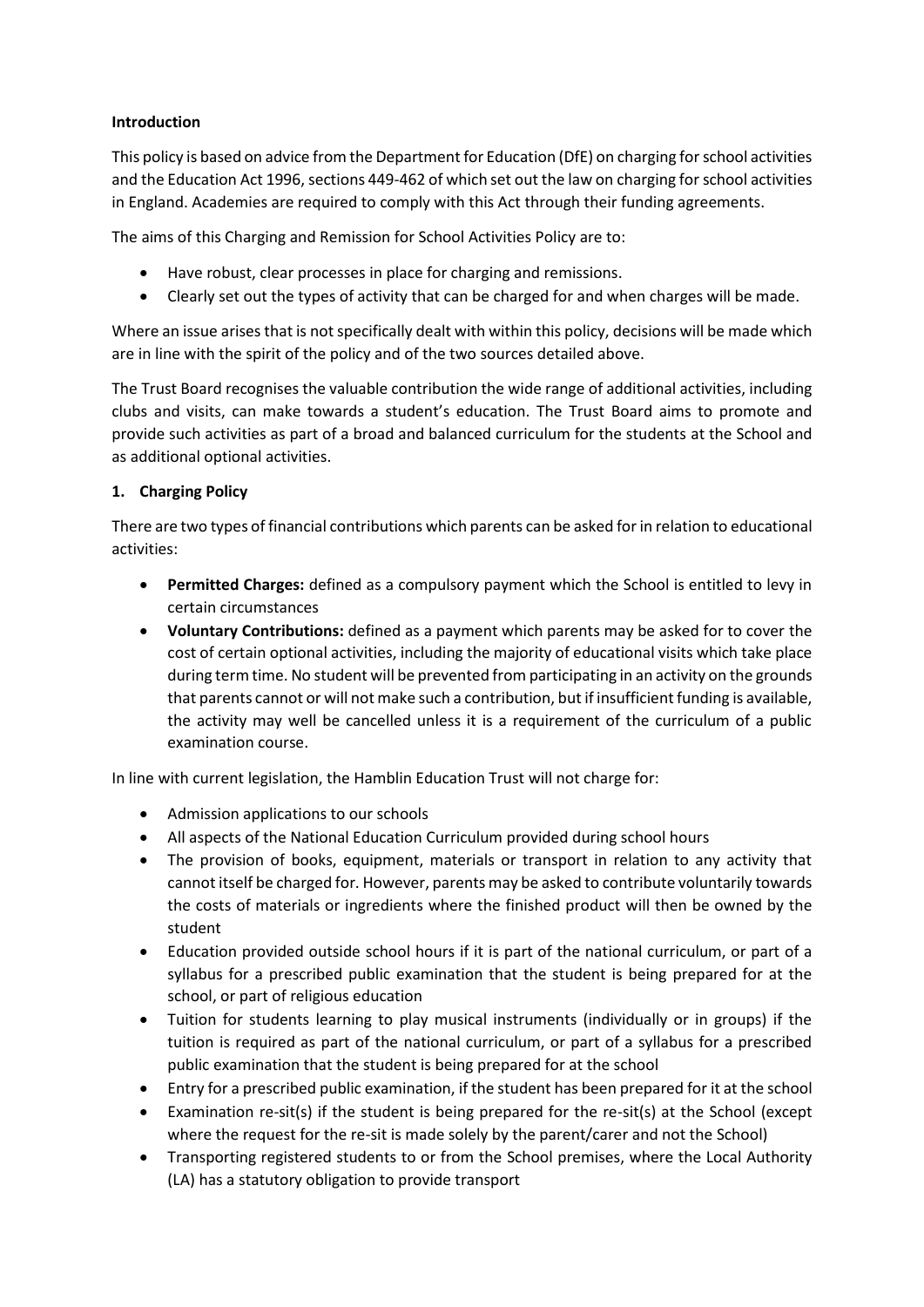**Introduction**

This policy is based on advice from the Department for Education (DfE) on charging for school activities and the Education Act 1996, sections 449-462 of which set out the law on charging for school activities in England. Academies are required to comply with this Act through their funding agreements.

The aims of this Charging and Remission for School Activities Policy are to:

- Have robust, clear processes in place for charging and remissions.
- Clearly set out the types of activity that can be charged for and when charges will be made.

Where an issue arises that is not specifically dealt with within this policy, decisions will be made which are in line with the spirit of the policy and of the two sources detailed above.

The Trust Board recognises the valuable contribution the wide range of additional activities, including clubs and visits, can make towards a student's education. The Trust Board aims to promote and provide such activities as part of a broad and balanced curriculum for the students at the School and as additional optional activities.

**1. Charging Policy**

There are two types of financial contributions which parents can be asked for in relation to educational activities:

- **Permitted Charges:** defined as a compulsory payment which the School is entitled to levy in certain circumstances
- **Voluntary Contributions:** defined as a payment which parents may be asked for to cover the cost of certain optional activities, including the majority of educational visits which take place during term time. No student will be prevented from participating in an activity on the grounds that parents cannot or will not make such a contribution, but if insufficient funding is available, the activity may well be cancelled unless it is a requirement of the curriculum of a public examination course.

In line with current legislation, the Hamblin Education Trust will not charge for:

- Admission applications to our schools
- All aspects of the National Education Curriculum provided during school hours
- The provision of books, equipment, materials or transport in relation to any activity that cannot itself be charged for. However, parents may be asked to contribute voluntarily towards the costs of materials or ingredients where the finished product will then be owned by the student
- Education provided outside school hours if it is part of the national curriculum, or part of a syllabus for a prescribed public examination that the student is being prepared for at the school, or part of religious education
- Tuition for students learning to play musical instruments (individually or in groups) if the tuition is required as part of the national curriculum, or part of a syllabus for a prescribed public examination that the student is being prepared for at the school
- Entry for a prescribed public examination, if the student has been prepared for it at the school
- Examination re-sit(s) if the student is being prepared for the re-sit(s) at the School (except where the request for the re-sit is made solely by the parent/carer and not the School)
- Transporting registered students to or from the School premises, where the Local Authority (LA) has a statutory obligation to provide transport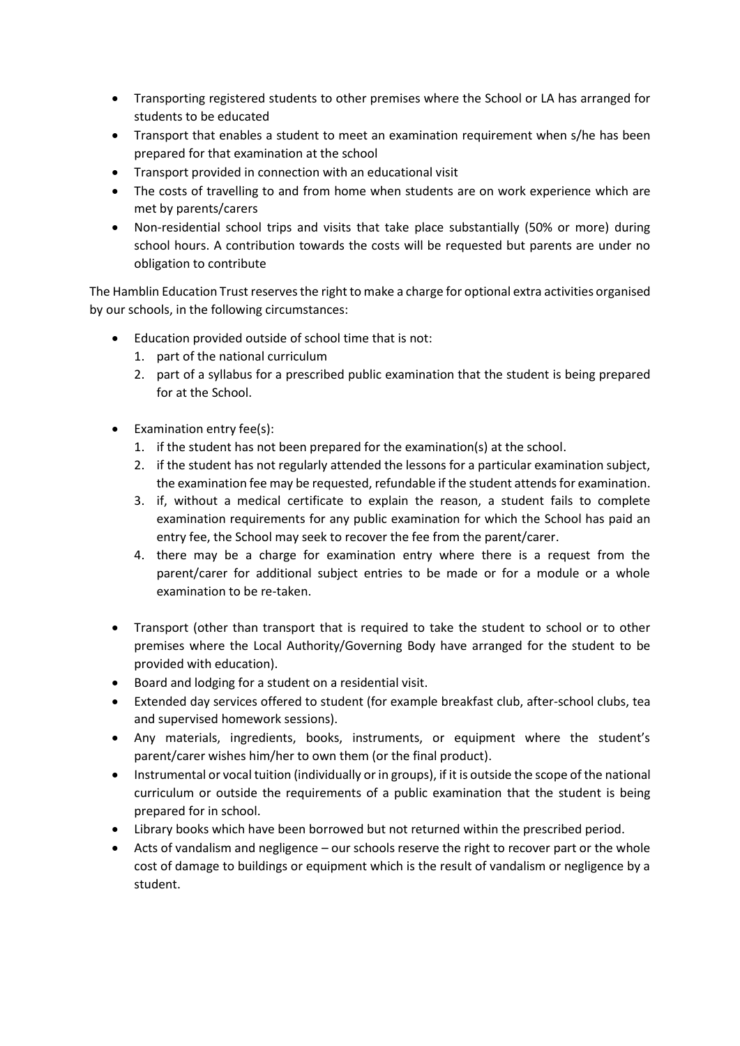- Transporting registered students to other premises where the School or LA has arranged for students to be educated
- Transport that enables a student to meet an examination requirement when s/he has been prepared for that examination at the school
- Transport provided in connection with an educational visit
- The costs of travelling to and from home when students are on work experience which are met by parents/carers
- Non-residential school trips and visits that take place substantially (50% or more) during school hours. A contribution towards the costs will be requested but parents are under no obligation to contribute

The Hamblin Education Trust reserves the right to make a charge for optional extra activities organised by our schools, in the following circumstances:

- Education provided outside of school time that is not:
  1. part of the national curriculum
  2. part of a syllabus for a prescribed public examination that the student is being prepared for at the School.

- Examination entry fee(s):
  1. if the student has not been prepared for the examination(s) at the school.
  2. if the student has not regularly attended the lessons for a particular examination subject, the examination fee may be requested, refundable if the student attends for examination.
  3. if, without a medical certificate to explain the reason, a student fails to complete examination requirements for any public examination for which the School has paid an entry fee, the School may seek to recover the fee from the parent/carer.
  4. there may be a charge for examination entry where there is a request from the parent/carer for additional subject entries to be made or for a module or a whole examination to be re-taken.

- Transport (other than transport that is required to take the student to school or to other premises where the Local Authority/Governing Body have arranged for the student to be provided with education).
- Board and lodging for a student on a residential visit.
- Extended day services offered to student (for example breakfast club, after-school clubs, tea and supervised homework sessions).
- Any materials, ingredients, books, instruments, or equipment where the student's parent/carer wishes him/her to own them (or the final product).
- Instrumental or vocal tuition (individually or in groups), if it is outside the scope of the national curriculum or outside the requirements of a public examination that the student is being prepared for in school.
- Library books which have been borrowed but not returned within the prescribed period.
- Acts of vandalism and negligence – our schools reserve the right to recover part or the whole cost of damage to buildings or equipment which is the result of vandalism or negligence by a student.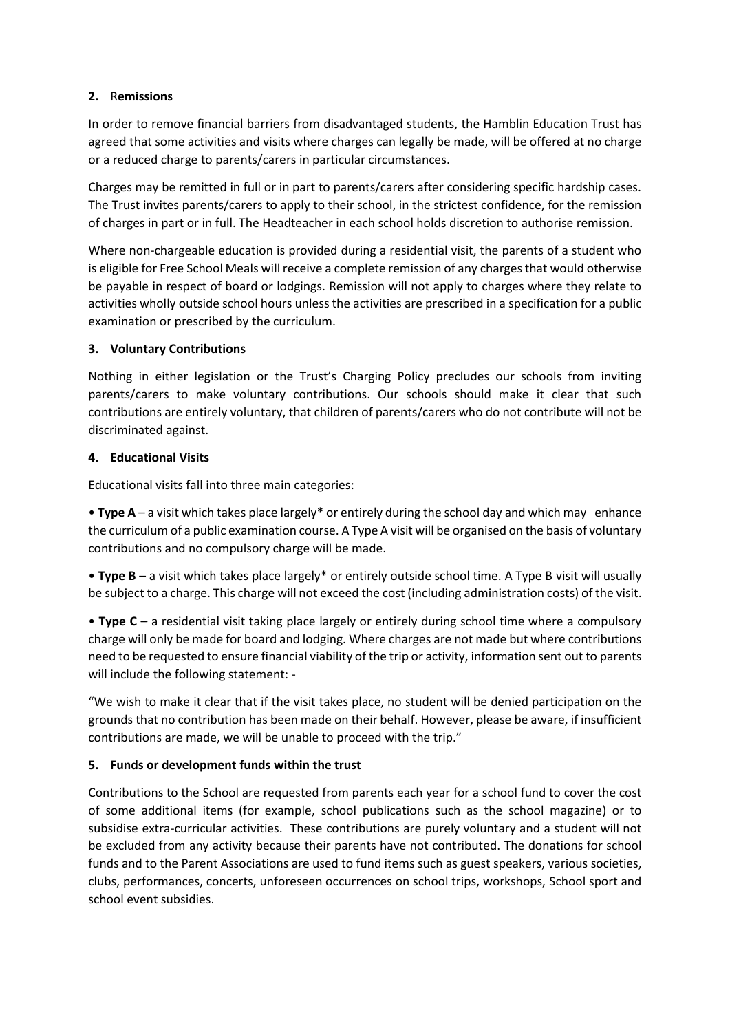## 2. Remissions

In order to remove financial barriers from disadvantaged students, the Hamblin Education Trust has agreed that some activities and visits where charges can legally be made, will be offered at no charge or a reduced charge to parents/carers in particular circumstances.

Charges may be remitted in full or in part to parents/carers after considering specific hardship cases. The Trust invites parents/carers to apply to their school, in the strictest confidence, for the remission of charges in part or in full. The Headteacher in each school holds discretion to authorise remission.

Where non-chargeable education is provided during a residential visit, the parents of a student who is eligible for Free School Meals will receive a complete remission of any charges that would otherwise be payable in respect of board or lodgings. Remission will not apply to charges where they relate to activities wholly outside school hours unless the activities are prescribed in a specification for a public examination or prescribed by the curriculum.

## 3. Voluntary Contributions

Nothing in either legislation or the Trust's Charging Policy precludes our schools from inviting parents/carers to make voluntary contributions. Our schools should make it clear that such contributions are entirely voluntary, that children of parents/carers who do not contribute will not be discriminated against.

## 4. Educational Visits

Educational visits fall into three main categories:

- **Type A** – a visit which takes place largely* or entirely during the school day and which may enhance the curriculum of a public examination course. A Type A visit will be organised on the basis of voluntary contributions and no compulsory charge will be made.
- **Type B** – a visit which takes place largely* or entirely outside school time. A Type B visit will usually be subject to a charge. This charge will not exceed the cost (including administration costs) of the visit.
- **Type C** – a residential visit taking place largely or entirely during school time where a compulsory charge will only be made for board and lodging. Where charges are not made but where contributions need to be requested to ensure financial viability of the trip or activity, information sent out to parents will include the following statement: -

"We wish to make it clear that if the visit takes place, no student will be denied participation on the grounds that no contribution has been made on their behalf. However, please be aware, if insufficient contributions are made, we will be unable to proceed with the trip."

## 5. Funds or development funds within the trust

Contributions to the School are requested from parents each year for a school fund to cover the cost of some additional items (for example, school publications such as the school magazine) or to subsidise extra-curricular activities. These contributions are purely voluntary and a student will not be excluded from any activity because their parents have not contributed. The donations for school funds and to the Parent Associations are used to fund items such as guest speakers, various societies, clubs, performances, concerts, unforeseen occurrences on school trips, workshops, School sport and school event subsidies.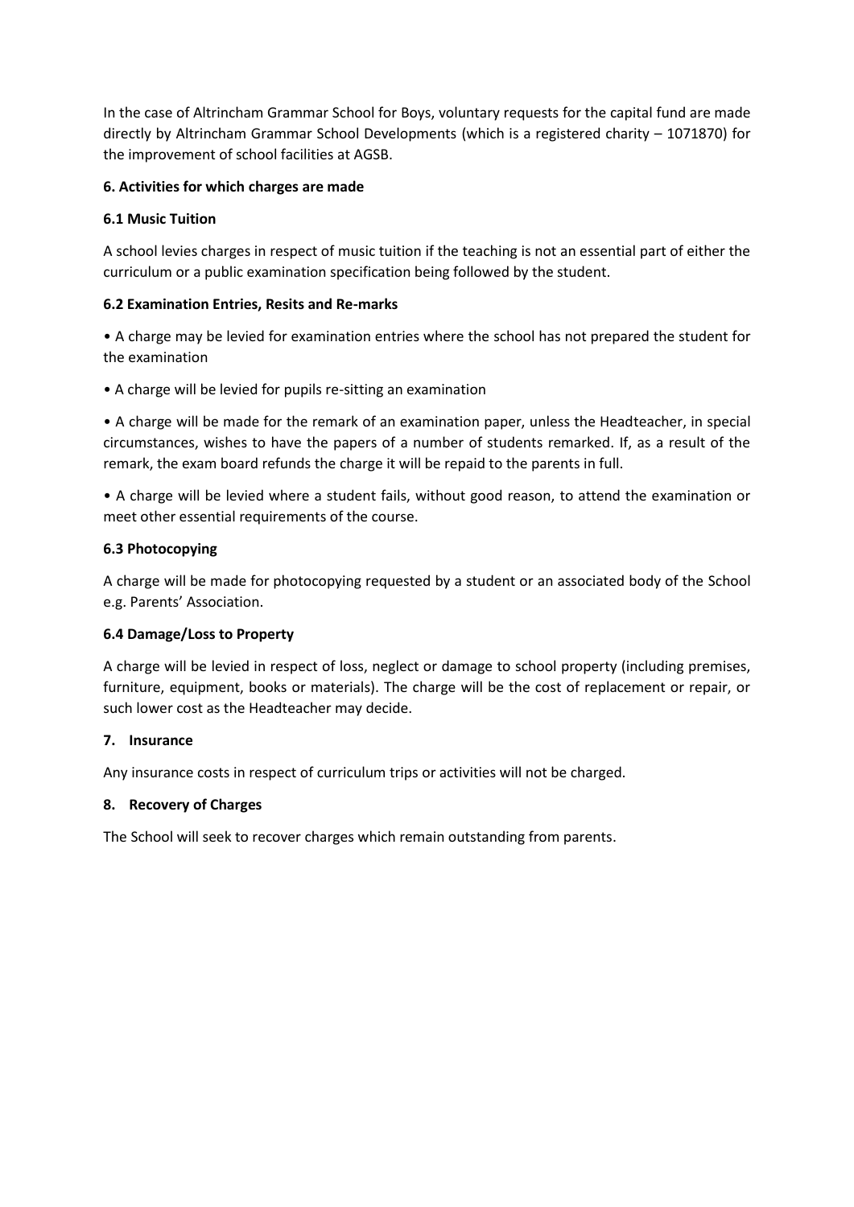In the case of Altrincham Grammar School for Boys, voluntary requests for the capital fund are made directly by Altrincham Grammar School Developments (which is a registered charity – 1071870) for the improvement of school facilities at AGSB.

**6. Activities for which charges are made**

**6.1 Music Tuition**

A school levies charges in respect of music tuition if the teaching is not an essential part of either the curriculum or a public examination specification being followed by the student.

**6.2 Examination Entries, Resits and Re-marks**

- A charge may be levied for examination entries where the school has not prepared the student for the examination
- A charge will be levied for pupils re-sitting an examination
- A charge will be made for the remark of an examination paper, unless the Headteacher, in special circumstances, wishes to have the papers of a number of students remarked. If, as a result of the remark, the exam board refunds the charge it will be repaid to the parents in full.
- A charge will be levied where a student fails, without good reason, to attend the examination or meet other essential requirements of the course.

**6.3 Photocopying**

A charge will be made for photocopying requested by a student or an associated body of the School e.g. Parents' Association.

**6.4 Damage/Loss to Property**

A charge will be levied in respect of loss, neglect or damage to school property (including premises, furniture, equipment, books or materials). The charge will be the cost of replacement or repair, or such lower cost as the Headteacher may decide.

**7. Insurance**

Any insurance costs in respect of curriculum trips or activities will not be charged.

**8. Recovery of Charges**

The School will seek to recover charges which remain outstanding from parents.